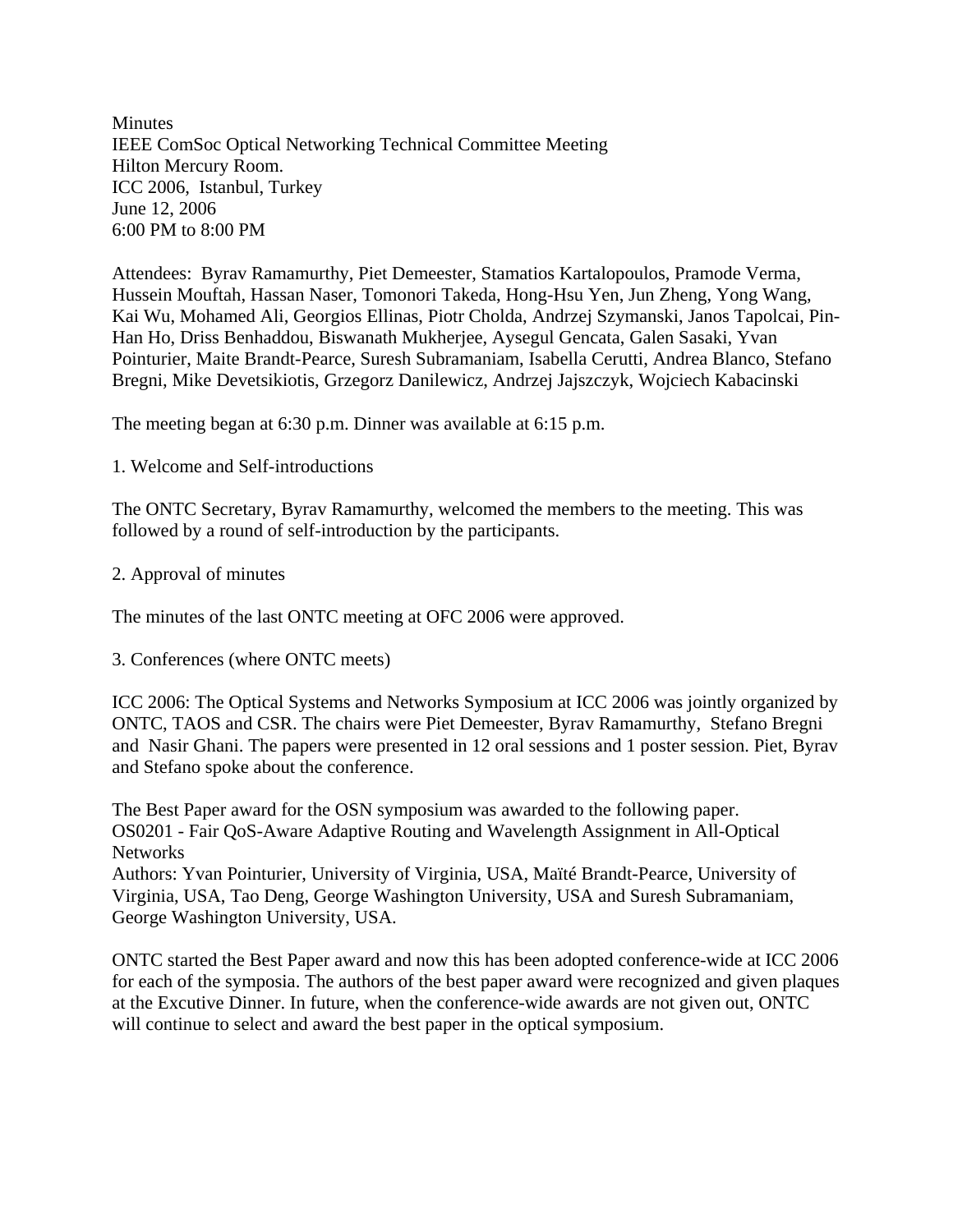Minutes
IEEE ComSoc Optical Networking Technical Committee Meeting
Hilton Mercury Room.
ICC 2006, Istanbul, Turkey
June 12, 2006
6:00 PM to 8:00 PM

Attendees: Byrav Ramamurthy, Piet Demeester, Stamatios Kartalopoulos, Pramode Verma, Hussein Mouftah, Hassan Naser, Tomonori Takeda, Hong-Hsu Yen, Jun Zheng, Yong Wang, Kai Wu, Mohamed Ali, Georgios Ellinas, Piotr Cholda, Andrzej Szymanski, Janos Tapolcai, Pin-Han Ho, Driss Benhaddou, Biswanath Mukherjee, Aysegul Gencata, Galen Sasaki, Yvan Pointurier, Maite Brandt-Pearce, Suresh Subramaniam, Isabella Cerutti, Andrea Blanco, Stefano Bregni, Mike Devetsikiotis, Grzegorz Danilewicz, Andrzej Jajszczyk, Wojciech Kabacinski

The meeting began at 6:30 p.m. Dinner was available at 6:15 p.m.

1. Welcome and Self-introductions

The ONTC Secretary, Byrav Ramamurthy, welcomed the members to the meeting. This was followed by a round of self-introduction by the participants.

2. Approval of minutes

The minutes of the last ONTC meeting at OFC 2006 were approved.

3. Conferences (where ONTC meets)

ICC 2006: The Optical Systems and Networks Symposium at ICC 2006 was jointly organized by ONTC, TAOS and CSR. The chairs were Piet Demeester, Byrav Ramamurthy, Stefano Bregni and Nasir Ghani. The papers were presented in 12 oral sessions and 1 poster session. Piet, Byrav and Stefano spoke about the conference.

The Best Paper award for the OSN symposium was awarded to the following paper.
OS0201 - Fair QoS-Aware Adaptive Routing and Wavelength Assignment in All-Optical Networks
Authors: Yvan Pointurier, University of Virginia, USA, Maïté Brandt-Pearce, University of Virginia, USA, Tao Deng, George Washington University, USA and Suresh Subramaniam, George Washington University, USA.

ONTC started the Best Paper award and now this has been adopted conference-wide at ICC 2006 for each of the symposia. The authors of the best paper award were recognized and given plaques at the Excutive Dinner. In future, when the conference-wide awards are not given out, ONTC will continue to select and award the best paper in the optical symposium.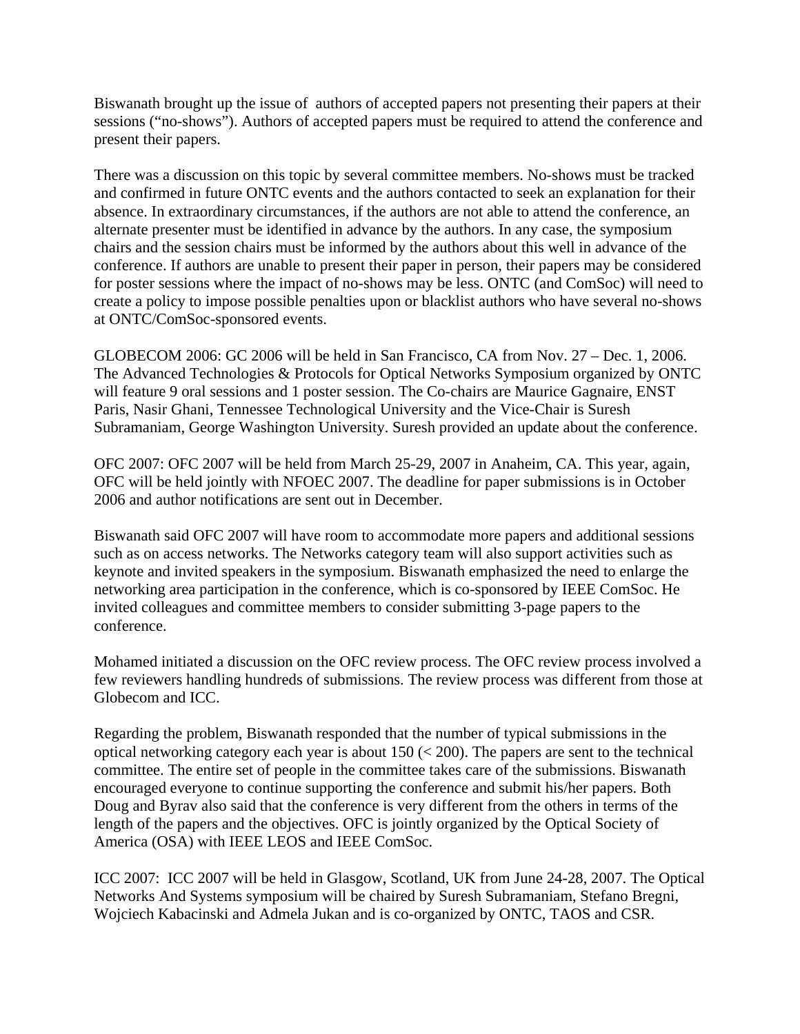Biswanath brought up the issue of authors of accepted papers not presenting their papers at their sessions (“no-shows”). Authors of accepted papers must be required to attend the conference and present their papers.

There was a discussion on this topic by several committee members. No-shows must be tracked and confirmed in future ONTC events and the authors contacted to seek an explanation for their absence. In extraordinary circumstances, if the authors are not able to attend the conference, an alternate presenter must be identified in advance by the authors. In any case, the symposium chairs and the session chairs must be informed by the authors about this well in advance of the conference. If authors are unable to present their paper in person, their papers may be considered for poster sessions where the impact of no-shows may be less. ONTC (and ComSoc) will need to create a policy to impose possible penalties upon or blacklist authors who have several no-shows at ONTC/ComSoc-sponsored events.

GLOBECOM 2006: GC 2006 will be held in San Francisco, CA from Nov. 27 – Dec. 1, 2006. The Advanced Technologies & Protocols for Optical Networks Symposium organized by ONTC will feature 9 oral sessions and 1 poster session. The Co-chairs are Maurice Gagnaire, ENST Paris, Nasir Ghani, Tennessee Technological University and the Vice-Chair is Suresh Subramaniam, George Washington University. Suresh provided an update about the conference.

OFC 2007: OFC 2007 will be held from March 25-29, 2007 in Anaheim, CA. This year, again, OFC will be held jointly with NFOEC 2007. The deadline for paper submissions is in October 2006 and author notifications are sent out in December.

Biswanath said OFC 2007 will have room to accommodate more papers and additional sessions such as on access networks. The Networks category team will also support activities such as keynote and invited speakers in the symposium. Biswanath emphasized the need to enlarge the networking area participation in the conference, which is co-sponsored by IEEE ComSoc. He invited colleagues and committee members to consider submitting 3-page papers to the conference.

Mohamed initiated a discussion on the OFC review process. The OFC review process involved a few reviewers handling hundreds of submissions. The review process was different from those at Globecom and ICC.

Regarding the problem, Biswanath responded that the number of typical submissions in the optical networking category each year is about 150 (< 200). The papers are sent to the technical committee. The entire set of people in the committee takes care of the submissions. Biswanath encouraged everyone to continue supporting the conference and submit his/her papers. Both Doug and Byrav also said that the conference is very different from the others in terms of the length of the papers and the objectives. OFC is jointly organized by the Optical Society of America (OSA) with IEEE LEOS and IEEE ComSoc.

ICC 2007: ICC 2007 will be held in Glasgow, Scotland, UK from June 24-28, 2007. The Optical Networks And Systems symposium will be chaired by Suresh Subramaniam, Stefano Bregni, Wojciech Kabacinski and Admela Jukan and is co-organized by ONTC, TAOS and CSR.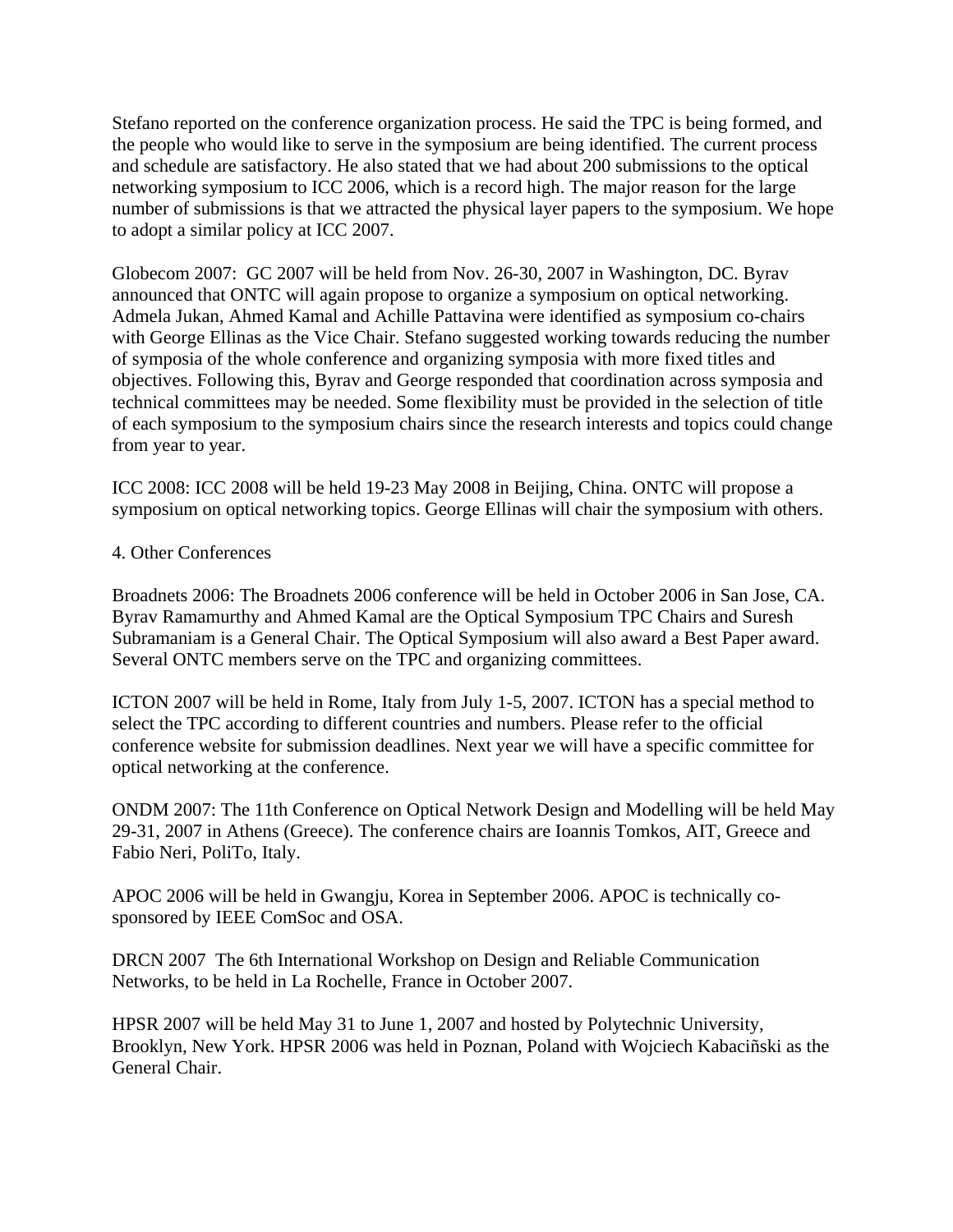Stefano reported on the conference organization process. He said the TPC is being formed, and the people who would like to serve in the symposium are being identified. The current process and schedule are satisfactory. He also stated that we had about 200 submissions to the optical networking symposium to ICC 2006, which is a record high. The major reason for the large number of submissions is that we attracted the physical layer papers to the symposium. We hope to adopt a similar policy at ICC 2007.

Globecom 2007: GC 2007 will be held from Nov. 26-30, 2007 in Washington, DC. Byrav announced that ONTC will again propose to organize a symposium on optical networking. Admela Jukan, Ahmed Kamal and Achille Pattavina were identified as symposium co-chairs with George Ellinas as the Vice Chair. Stefano suggested working towards reducing the number of symposia of the whole conference and organizing symposia with more fixed titles and objectives. Following this, Byrav and George responded that coordination across symposia and technical committees may be needed. Some flexibility must be provided in the selection of title of each symposium to the symposium chairs since the research interests and topics could change from year to year.

ICC 2008: ICC 2008 will be held 19-23 May 2008 in Beijing, China. ONTC will propose a symposium on optical networking topics. George Ellinas will chair the symposium with others.

4. Other Conferences

Broadnets 2006: The Broadnets 2006 conference will be held in October 2006 in San Jose, CA. Byrav Ramamurthy and Ahmed Kamal are the Optical Symposium TPC Chairs and Suresh Subramaniam is a General Chair. The Optical Symposium will also award a Best Paper award. Several ONTC members serve on the TPC and organizing committees.

ICTON 2007 will be held in Rome, Italy from July 1-5, 2007. ICTON has a special method to select the TPC according to different countries and numbers. Please refer to the official conference website for submission deadlines. Next year we will have a specific committee for optical networking at the conference.

ONDM 2007: The 11th Conference on Optical Network Design and Modelling will be held May 29-31, 2007 in Athens (Greece). The conference chairs are Ioannis Tomkos, AIT, Greece and Fabio Neri, PoliTo, Italy.

APOC 2006 will be held in Gwangju, Korea in September 2006. APOC is technically co-sponsored by IEEE ComSoc and OSA.

DRCN 2007 The 6th International Workshop on Design and Reliable Communication Networks, to be held in La Rochelle, France in October 2007.

HPSR 2007 will be held May 31 to June 1, 2007 and hosted by Polytechnic University, Brooklyn, New York. HPSR 2006 was held in Poznan, Poland with Wojciech Kabaciñski as the General Chair.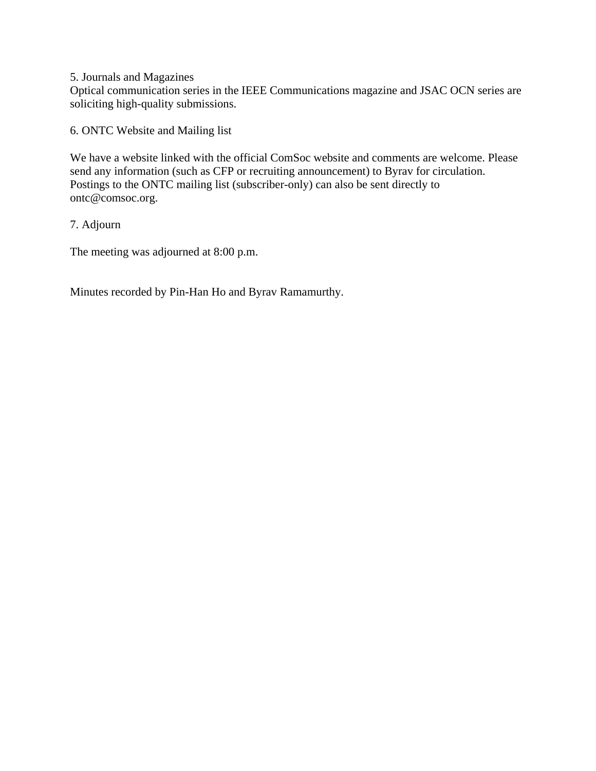5. Journals and Magazines

Optical communication series in the IEEE Communications magazine and JSAC OCN series are soliciting high-quality submissions.

6. ONTC Website and Mailing list

We have a website linked with the official ComSoc website and comments are welcome. Please send any information (such as CFP or recruiting announcement) to Byrav for circulation. Postings to the ONTC mailing list (subscriber-only) can also be sent directly to ontc@comsoc.org.

7. Adjourn

The meeting was adjourned at 8:00 p.m.

Minutes recorded by Pin-Han Ho and Byrav Ramamurthy.